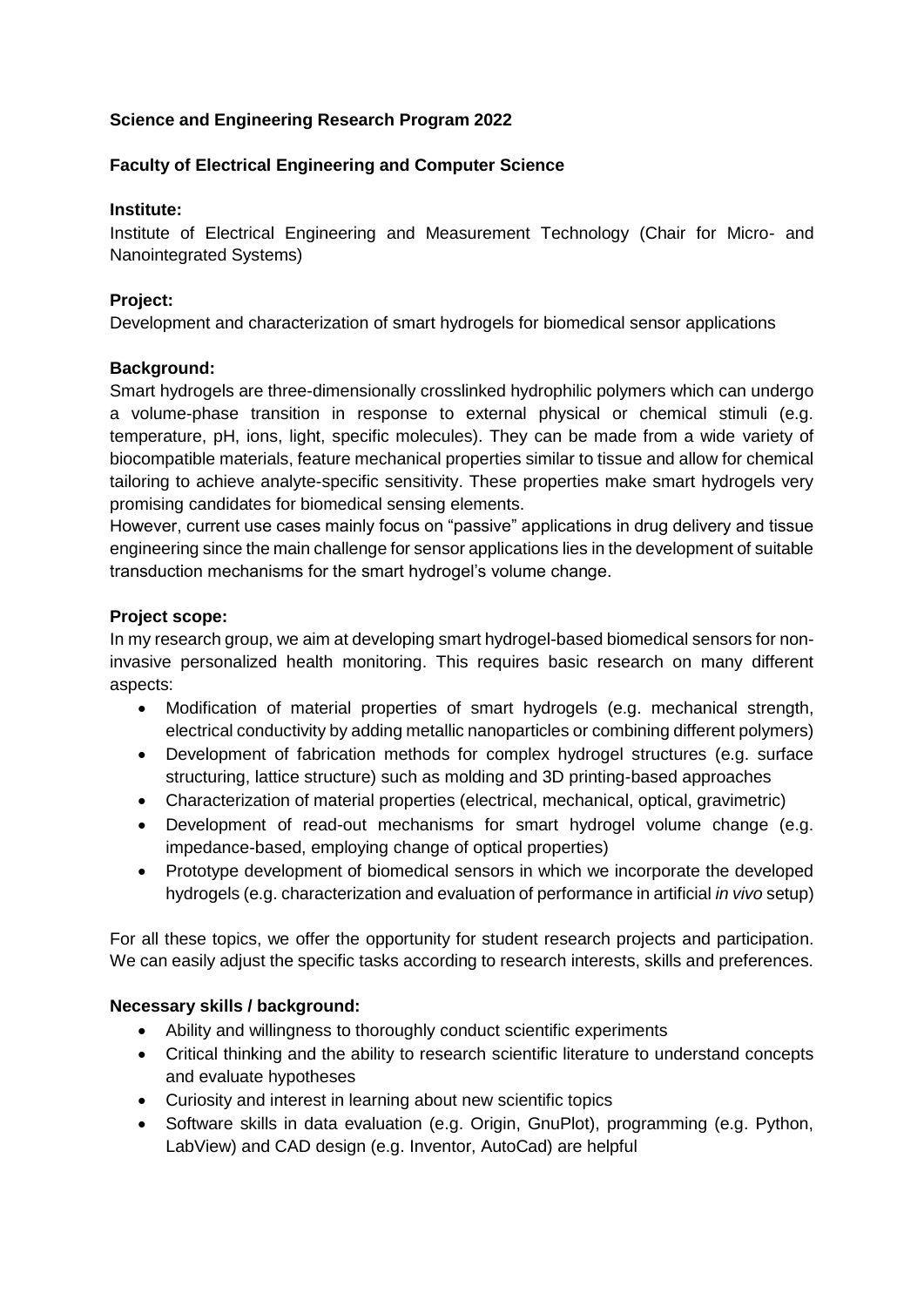**Science and Engineering Research Program 2022**

**Faculty of Electrical Engineering and Computer Science**

**Institute:**

Institute of Electrical Engineering and Measurement Technology (Chair for Micro- and Nanointegrated Systems)

**Project:**

Development and characterization of smart hydrogels for biomedical sensor applications

**Background:**

Smart hydrogels are three-dimensionally crosslinked hydrophilic polymers which can undergo a volume-phase transition in response to external physical or chemical stimuli (e.g. temperature, pH, ions, light, specific molecules). They can be made from a wide variety of biocompatible materials, feature mechanical properties similar to tissue and allow for chemical tailoring to achieve analyte-specific sensitivity. These properties make smart hydrogels very promising candidates for biomedical sensing elements.

However, current use cases mainly focus on "passive" applications in drug delivery and tissue engineering since the main challenge for sensor applications lies in the development of suitable transduction mechanisms for the smart hydrogel's volume change.

**Project scope:**

In my research group, we aim at developing smart hydrogel-based biomedical sensors for non-invasive personalized health monitoring. This requires basic research on many different aspects:

- Modification of material properties of smart hydrogels (e.g. mechanical strength, electrical conductivity by adding metallic nanoparticles or combining different polymers)
- Development of fabrication methods for complex hydrogel structures (e.g. surface structuring, lattice structure) such as molding and 3D printing-based approaches
- Characterization of material properties (electrical, mechanical, optical, gravimetric)
- Development of read-out mechanisms for smart hydrogel volume change (e.g. impedance-based, employing change of optical properties)
- Prototype development of biomedical sensors in which we incorporate the developed hydrogels (e.g. characterization and evaluation of performance in artificial *in vivo* setup)

For all these topics, we offer the opportunity for student research projects and participation. We can easily adjust the specific tasks according to research interests, skills and preferences.

**Necessary skills / background:**

- Ability and willingness to thoroughly conduct scientific experiments
- Critical thinking and the ability to research scientific literature to understand concepts and evaluate hypotheses
- Curiosity and interest in learning about new scientific topics
- Software skills in data evaluation (e.g. Origin, GnuPlot), programming (e.g. Python, LabView) and CAD design (e.g. Inventor, AutoCad) are helpful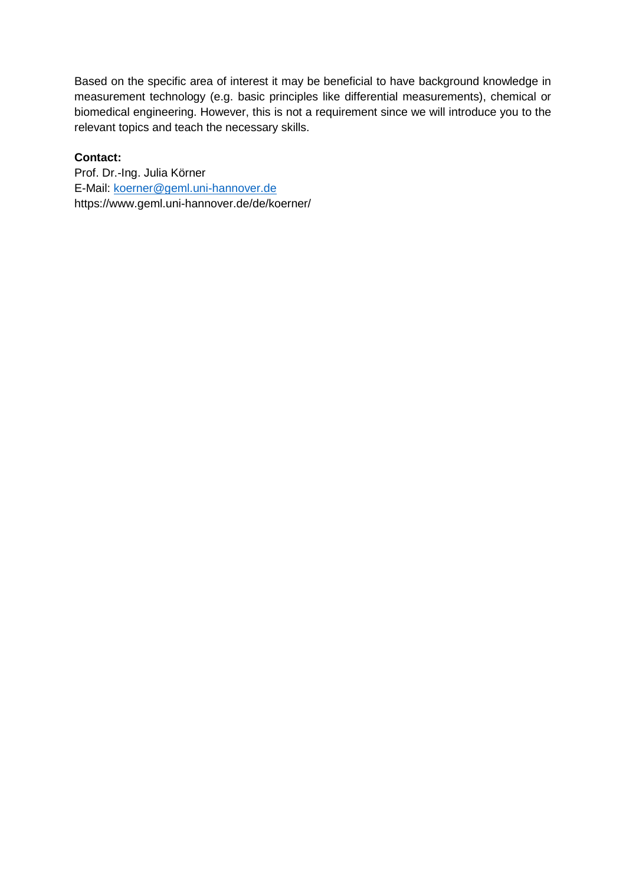Based on the specific area of interest it may be beneficial to have background knowledge in measurement technology (e.g. basic principles like differential measurements), chemical or biomedical engineering. However, this is not a requirement since we will introduce you to the relevant topics and teach the necessary skills.

**Contact:**

Prof. Dr.-Ing. Julia Körner
E-Mail: [koerner@geml.uni-hannover.de](mailto:koerner@geml.uni-hannover.de)
https://www.geml.uni-hannover.de/de/koerner/